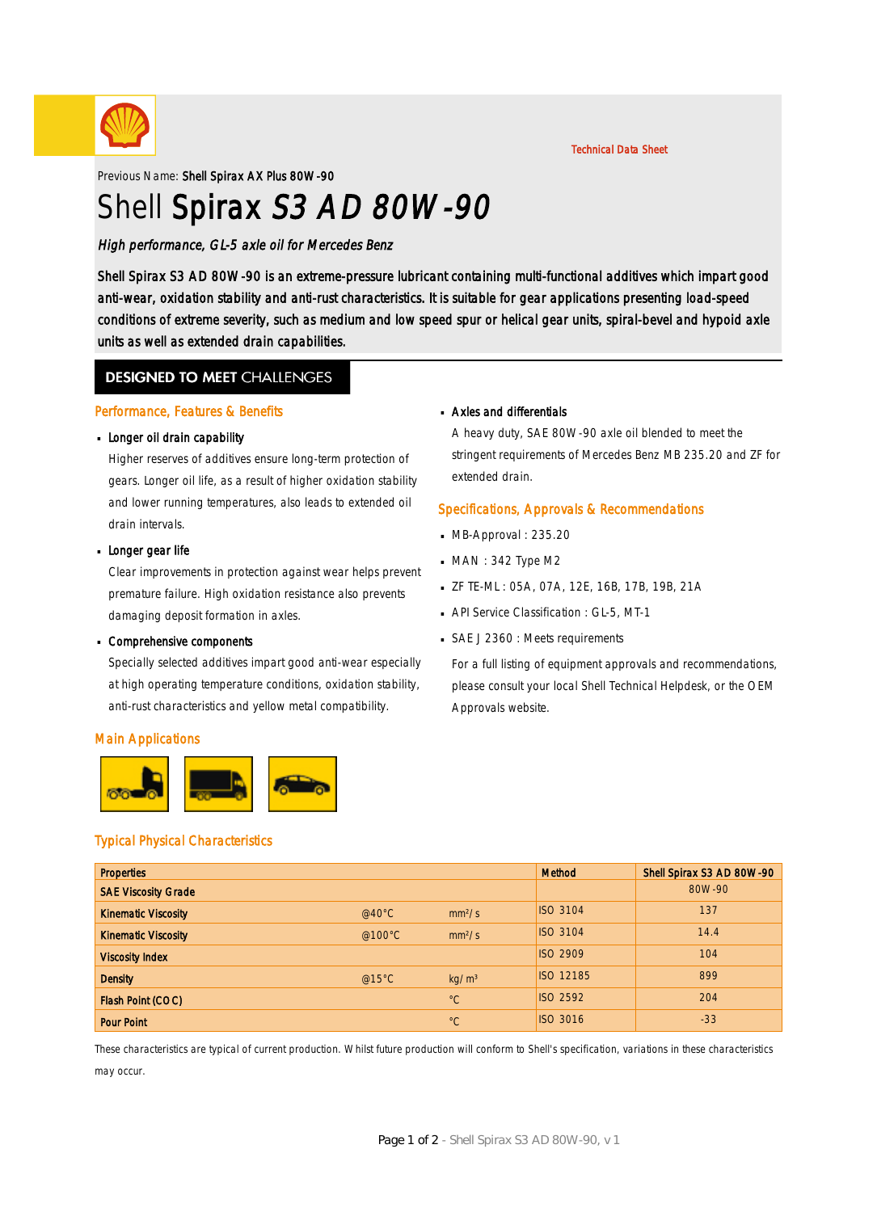Technical Data Sheet

Previous Name: **Shell Spirax AX Plus 80W-90**

# Shell Spirax *S3 AD 80W-90*

*High performance, GL-5 axle oil for Mercedes Benz*

Shell Spirax S3 AD 80W-90 is an extreme-pressure lubricant containing multi-functional additives which impart good anti-wear, oxidation stability and anti-rust characteristics. It is suitable for gear applications presenting load-speed conditions of extreme severity, such as medium and low speed spur or helical gear units, spiral-bevel and hypoid axle units as well as extended drain capabilities.

## DESIGNED TO MEET CHALLENGES

### Performance, Features & Benefits

- **Longer oil drain capability**

  Higher reserves of additives ensure long-term protection of gears. Longer oil life, as a result of higher oxidation stability and lower running temperatures, also leads to extended oil drain intervals.

- **Longer gear life**

  Clear improvements in protection against wear helps prevent premature failure. High oxidation resistance also prevents damaging deposit formation in axles.

- **Comprehensive components**

  Specially selected additives impart good anti-wear especially at high operating temperature conditions, oxidation stability, anti-rust characteristics and yellow metal compatibility.

### Main Applications

- **Axles and differentials**

  A heavy duty, SAE 80W-90 axle oil blended to meet the stringent requirements of Mercedes Benz MB 235.20 and ZF for extended drain.

### Specifications, Approvals & Recommendations

- MB-Approval : 235.20
- MAN : 342 Type M2
- ZF TE-ML : 05A, 07A, 12E, 16B, 17B, 19B, 21A
- API Service Classification : GL-5, MT-1
- SAE J 2360 : Meets requirements

For a full listing of equipment approvals and recommendations, please consult your local Shell Technical Helpdesk, or the OEM Approvals website.

### Typical Physical Characteristics

| Properties | | | Method | Shell Spirax S3 AD 80W-90 |
|---|---|---|---|---|
| SAE Viscosity Grade | | | | 80W-90 |
| Kinematic Viscosity | @40°C | mm²/s | ISO 3104 | 137 |
| Kinematic Viscosity | @100°C | mm²/s | ISO 3104 | 14.4 |
| Viscosity Index | | | ISO 2909 | 104 |
| Density | @15°C | kg/m³ | ISO 12185 | 899 |
| Flash Point (COC) | | °C | ISO 2592 | 204 |
| Pour Point | | °C | ISO 3016 | -33 |

These characteristics are typical of current production. Whilst future production will conform to Shell's specification, variations in these characteristics may occur.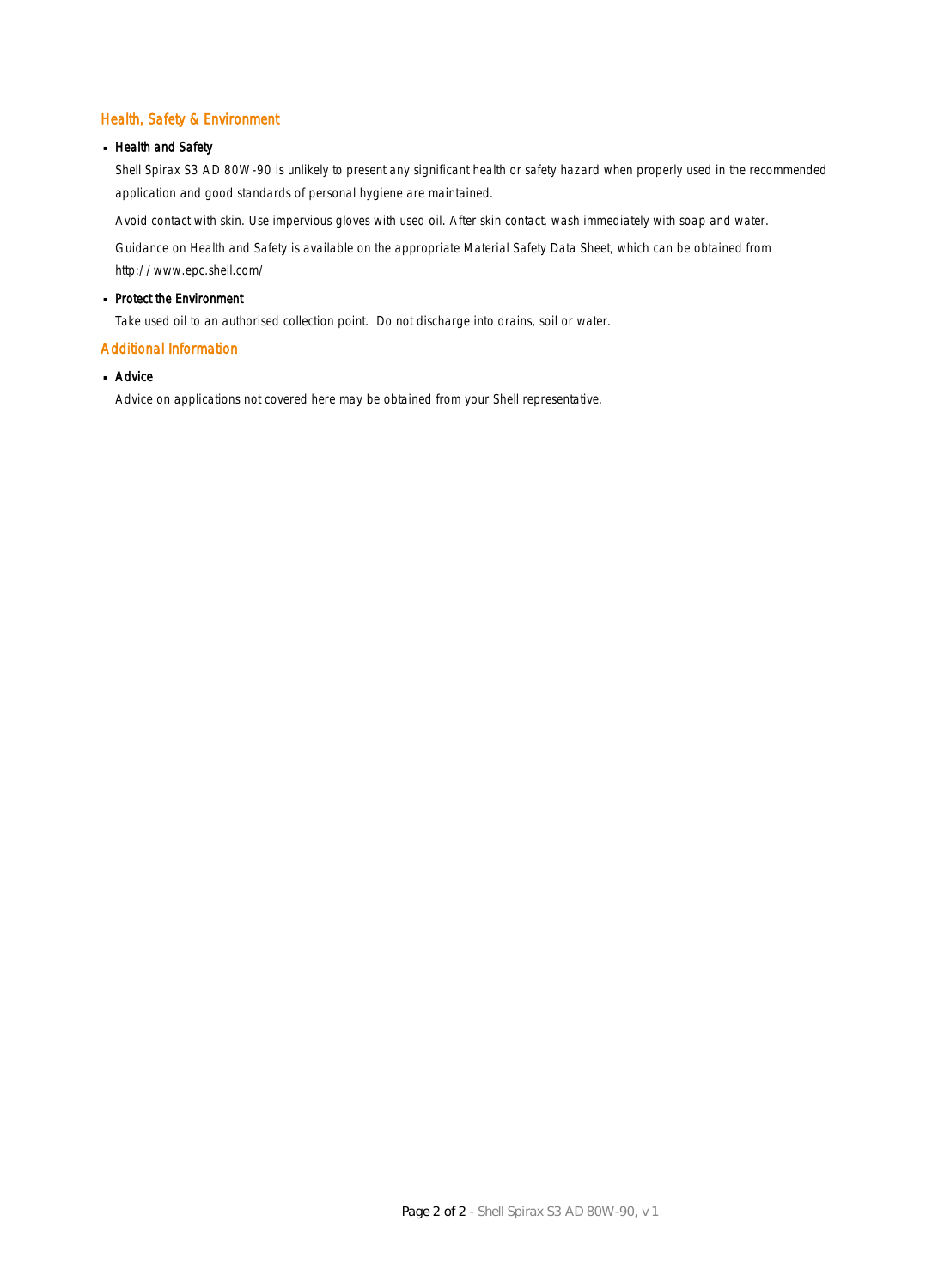## Health, Safety & Environment

- **Health and Safety**

  Shell Spirax S3 AD 80W-90 is unlikely to present any significant health or safety hazard when properly used in the recommended application and good standards of personal hygiene are maintained.

  Avoid contact with skin. Use impervious gloves with used oil. After skin contact, wash immediately with soap and water.

  Guidance on Health and Safety is available on the appropriate Material Safety Data Sheet, which can be obtained from http://www.epc.shell.com/

- **Protect the Environment**

  Take used oil to an authorised collection point. Do not discharge into drains, soil or water.

## Additional Information

- **Advice**

  Advice on applications not covered here may be obtained from your Shell representative.